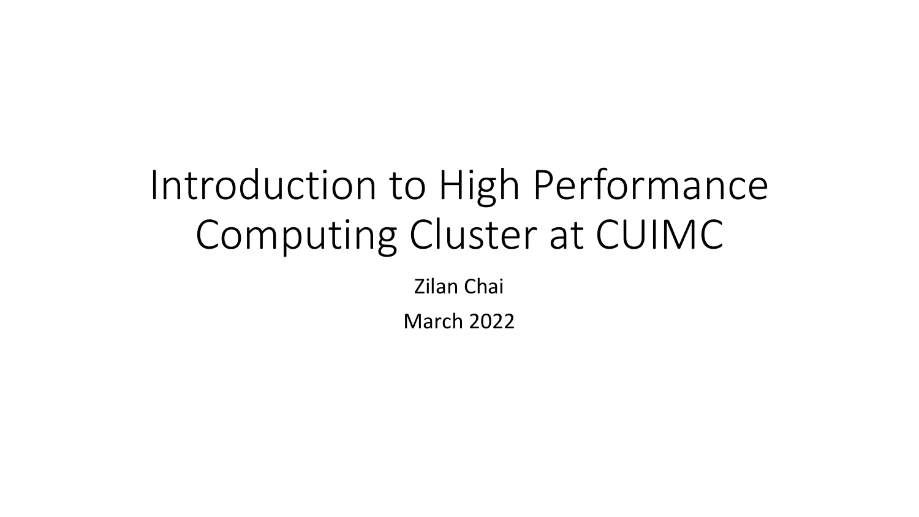# Introduction to High Performance Computing Cluster at CUIMC

Zilan Chai

March 2022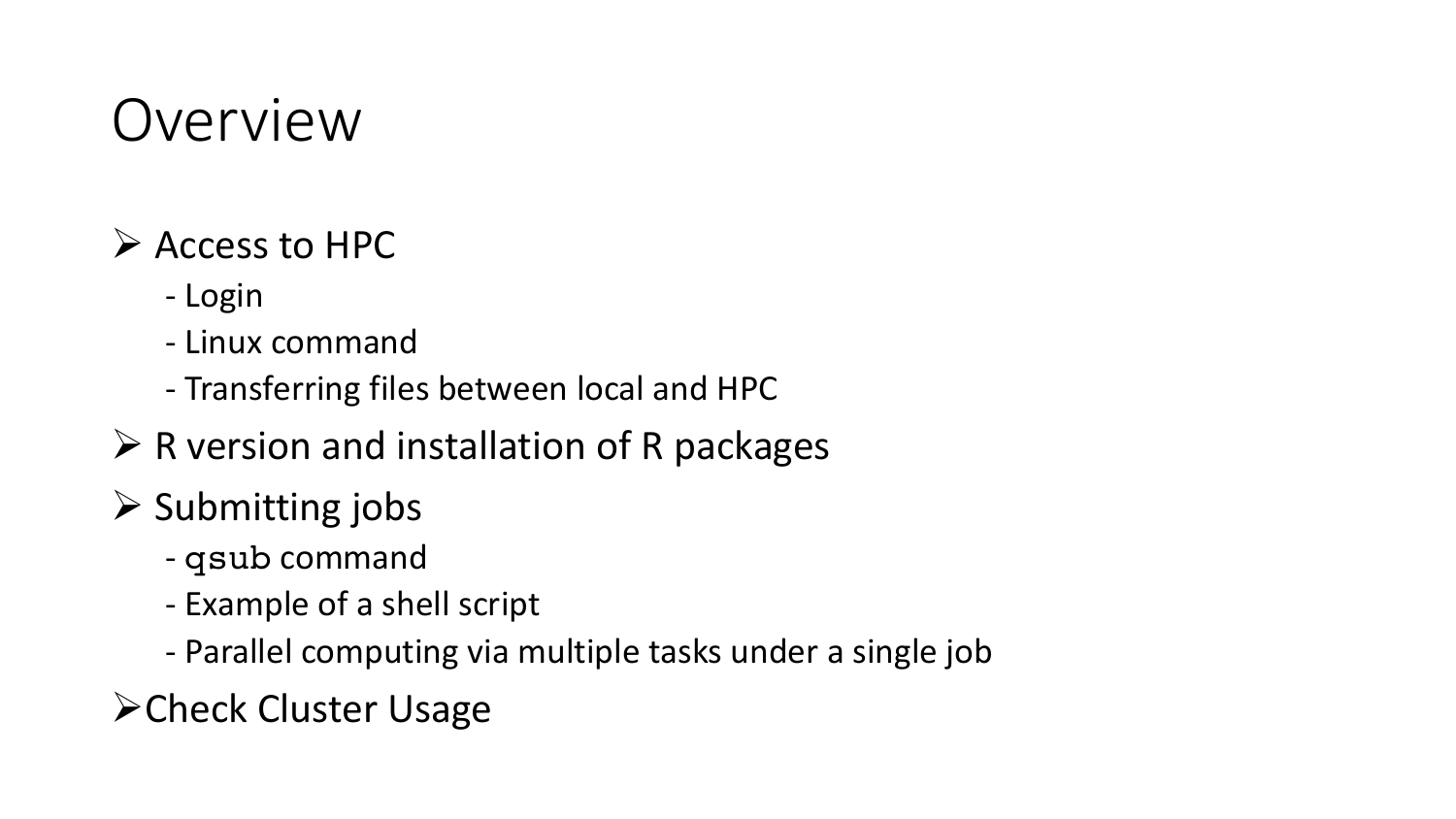# Overview

- Access to HPC
  - Login
  - Linux command
  - Transferring files between local and HPC
- R version and installation of R packages
- Submitting jobs
  - `qsub` command
  - Example of a shell script
  - Parallel computing via multiple tasks under a single job
- Check Cluster Usage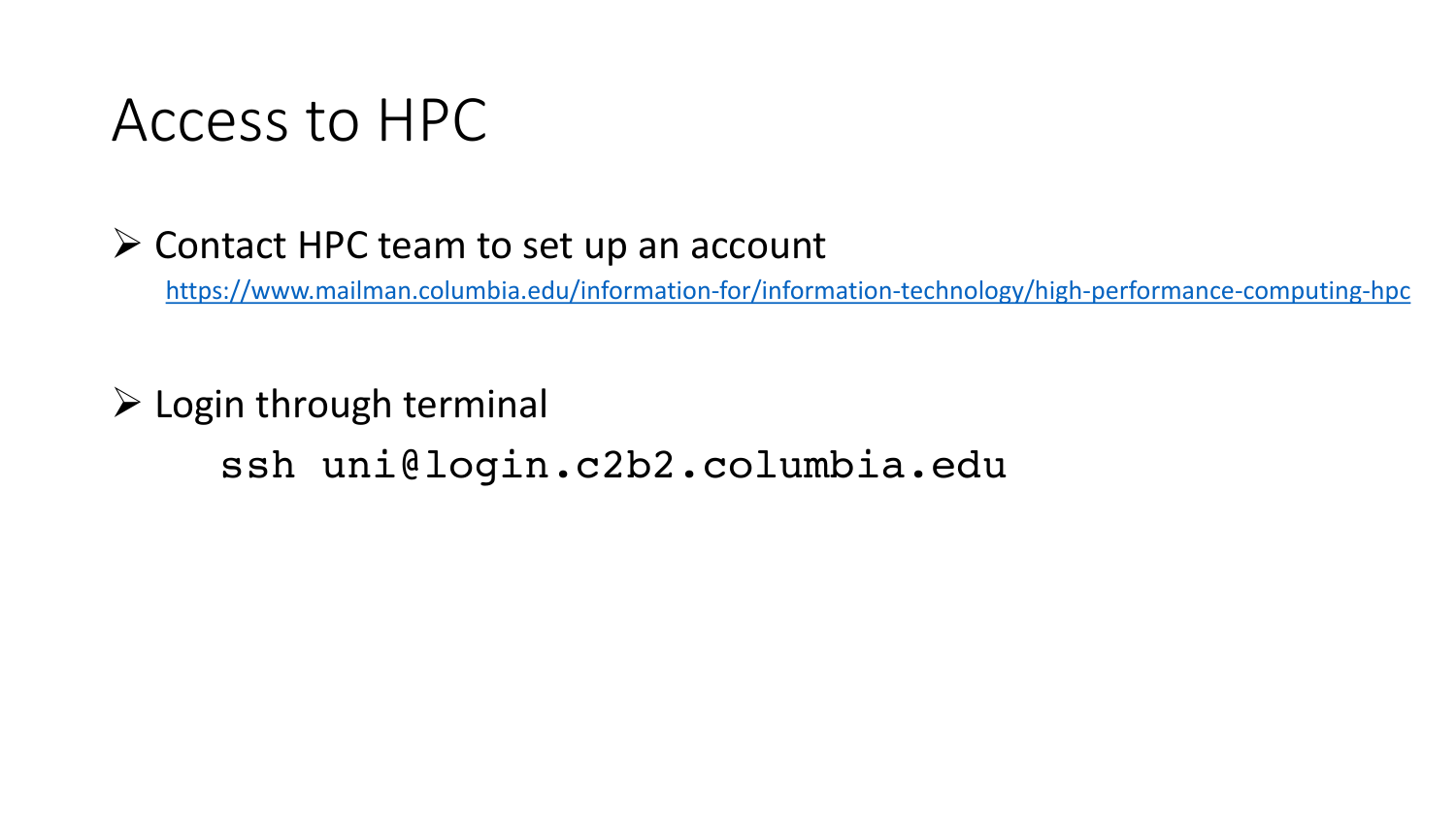# Access to HPC

- Contact HPC team to set up an account

  https://www.mailman.columbia.edu/information-for/information-technology/high-performance-computing-hpc

- Login through terminal

```
ssh uni@login.c2b2.columbia.edu
```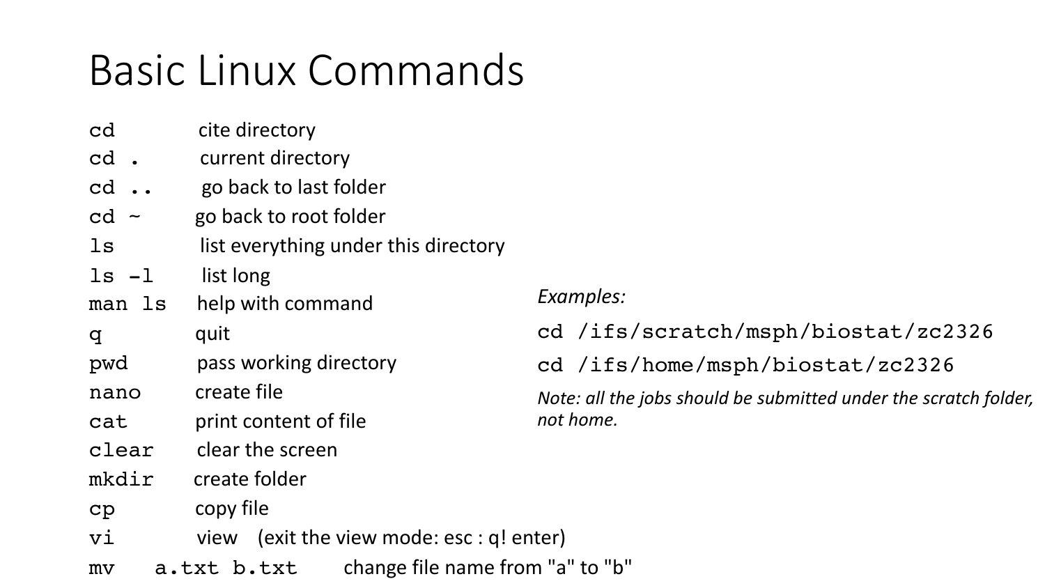# Basic Linux Commands

| Command | Description |
| --- | --- |
| `cd` | cite directory |
| `cd .` | current directory |
| `cd ..` | go back to last folder |
| `cd ~` | go back to root folder |
| `ls` | list everything under this directory |
| `ls -l` | list long |
| `man ls` | help with command |
| `q` | quit |
| `pwd` | pass working directory |
| `nano` | create file |
| `cat` | print content of file |
| `clear` | clear the screen |
| `mkdir` | create folder |
| `cp` | copy file |
| `vi` | view (exit the view mode: esc : q! enter) |
| `mv a.txt b.txt` | change file name from "a" to "b" |

*Examples:*

```
cd /ifs/scratch/msph/biostat/zc2326
cd /ifs/home/msph/biostat/zc2326
```

*Note: all the jobs should be submitted under the scratch folder, not home.*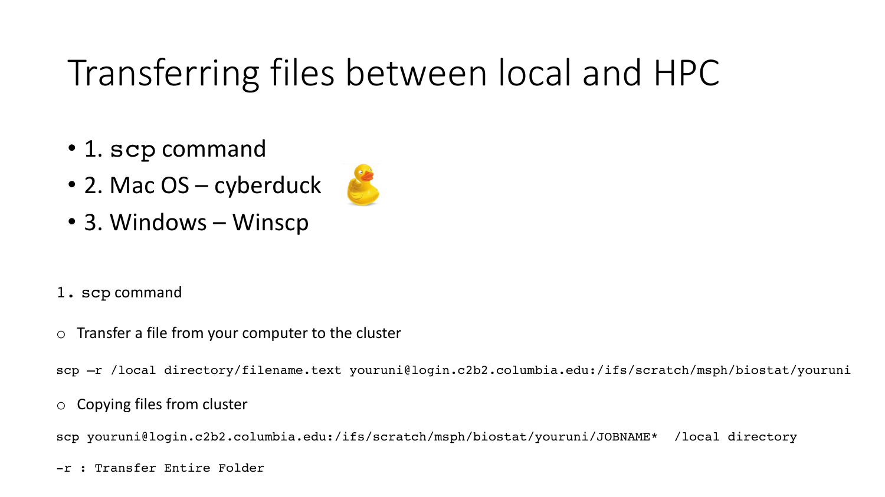# Transferring files between local and HPC

- 1. `scp` command
- 2. Mac OS – cyberduck
- 3. Windows – Winscp

1. `scp` command

- Transfer a file from your computer to the cluster

```
scp –r /local directory/filename.text youruni@login.c2b2.columbia.edu:/ifs/scratch/msph/biostat/youruni
```

- Copying files from cluster

```
scp youruni@login.c2b2.columbia.edu:/ifs/scratch/msph/biostat/youruni/JOBNAME*  /local directory
```

```
-r : Transfer Entire Folder
```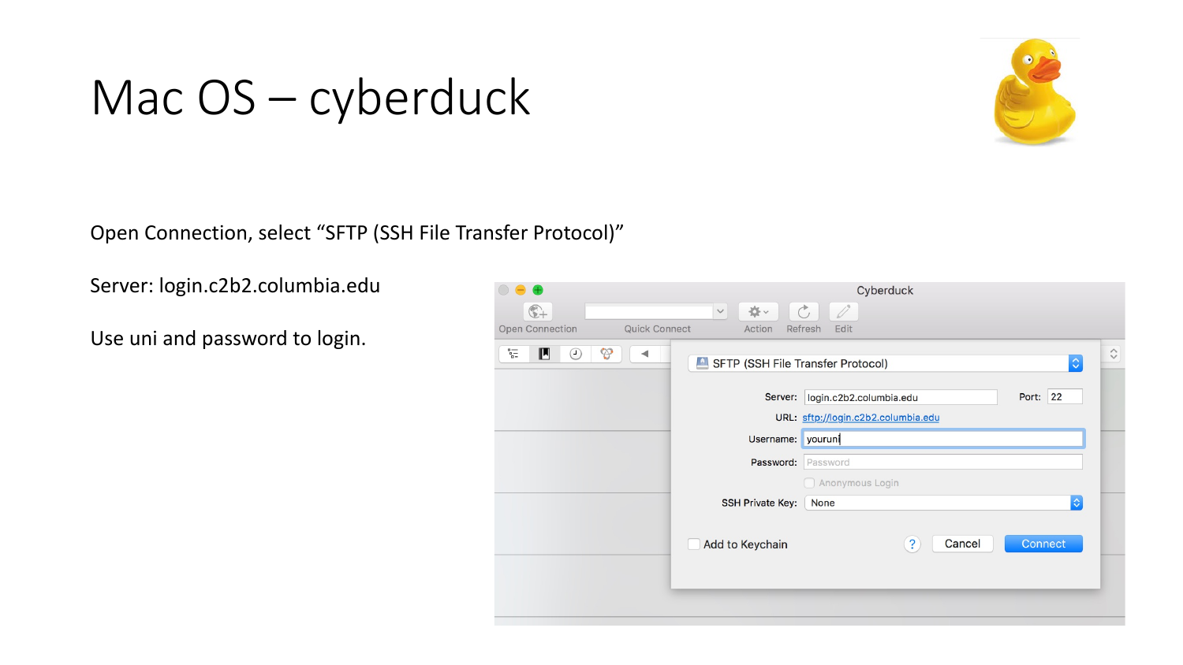# Mac OS – cyberduck

Open Connection, select “SFTP (SSH File Transfer Protocol)”

Server: login.c2b2.columbia.edu

Use uni and password to login.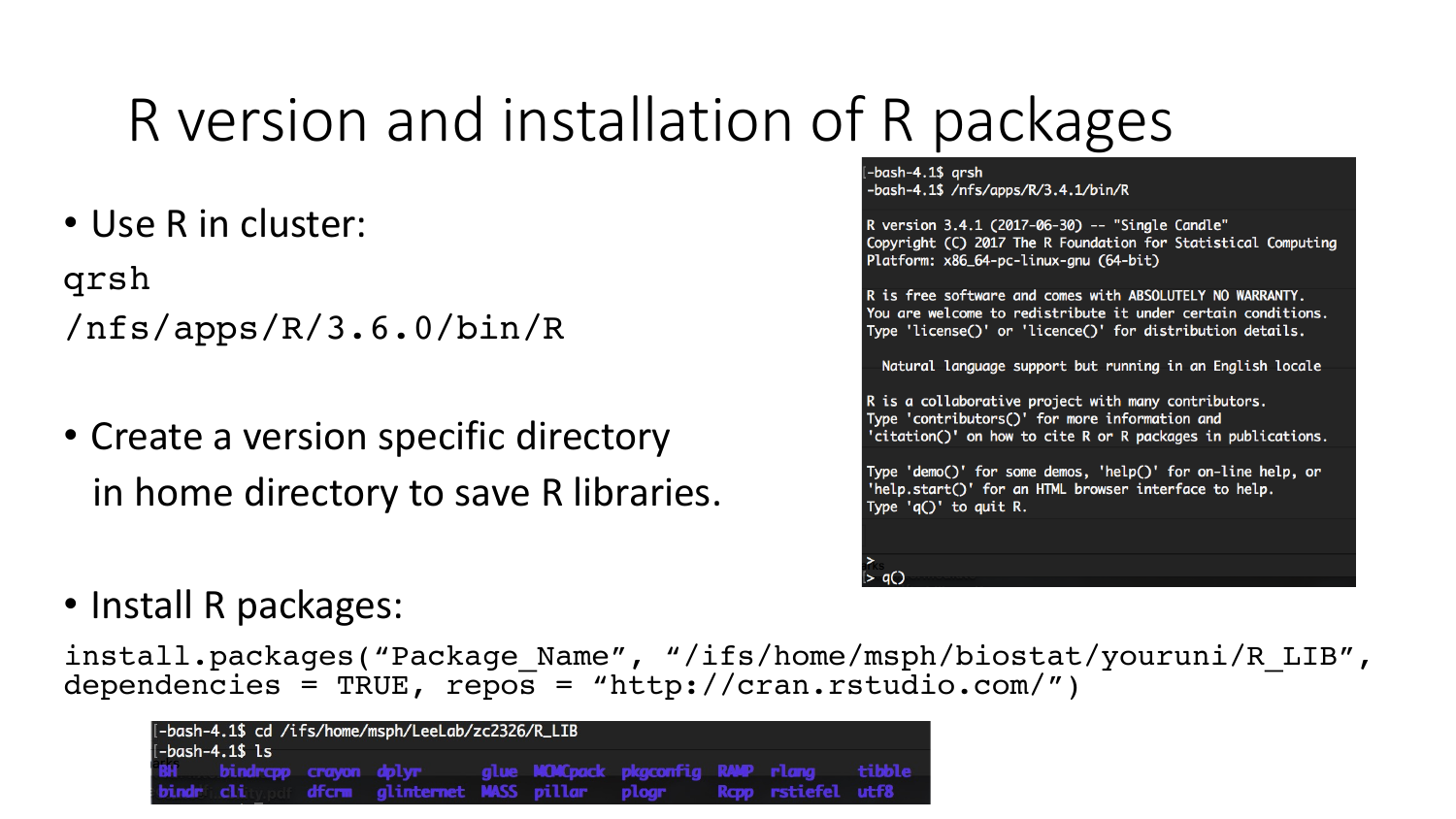# R version and installation of R packages

- Use R in cluster:

```
qrsh
/nfs/apps/R/3.6.0/bin/R
```

```
-bash-4.1$ qrsh
-bash-4.1$ /nfs/apps/R/3.4.1/bin/R

R version 3.4.1 (2017-06-30) -- "Single Candle"
Copyright (C) 2017 The R Foundation for Statistical Computing
Platform: x86_64-pc-linux-gnu (64-bit)

R is free software and comes with ABSOLUTELY NO WARRANTY.
You are welcome to redistribute it under certain conditions.
Type 'license()' or 'licence()' for distribution details.

  Natural language support but running in an English locale

R is a collaborative project with many contributors.
Type 'contributors()' for more information and
'citation()' on how to cite R or R packages in publications.

Type 'demo()' for some demos, 'help()' for on-line help, or
'help.start()' for an HTML browser interface to help.
Type 'q()' to quit R.

>
> q()
```

- Create a version specific directory in home directory to save R libraries.

- Install R packages:

```
install.packages("Package_Name", "/ifs/home/msph/biostat/youruni/R_LIB",
dependencies = TRUE, repos = "http://cran.rstudio.com/")
```

```
-bash-4.1$ cd /ifs/home/msph/LeeLab/zc2326/R_LIB
-bash-4.1$ ls
BH     bindrcpp  crayon  dplyr        glue  MCMCpack  pkgconfig  RANP  rlang     tibble
bindr  cli       dfcrm   glinternet   MASS  pillar    plogr      Rcpp  rstiefel  utf8
```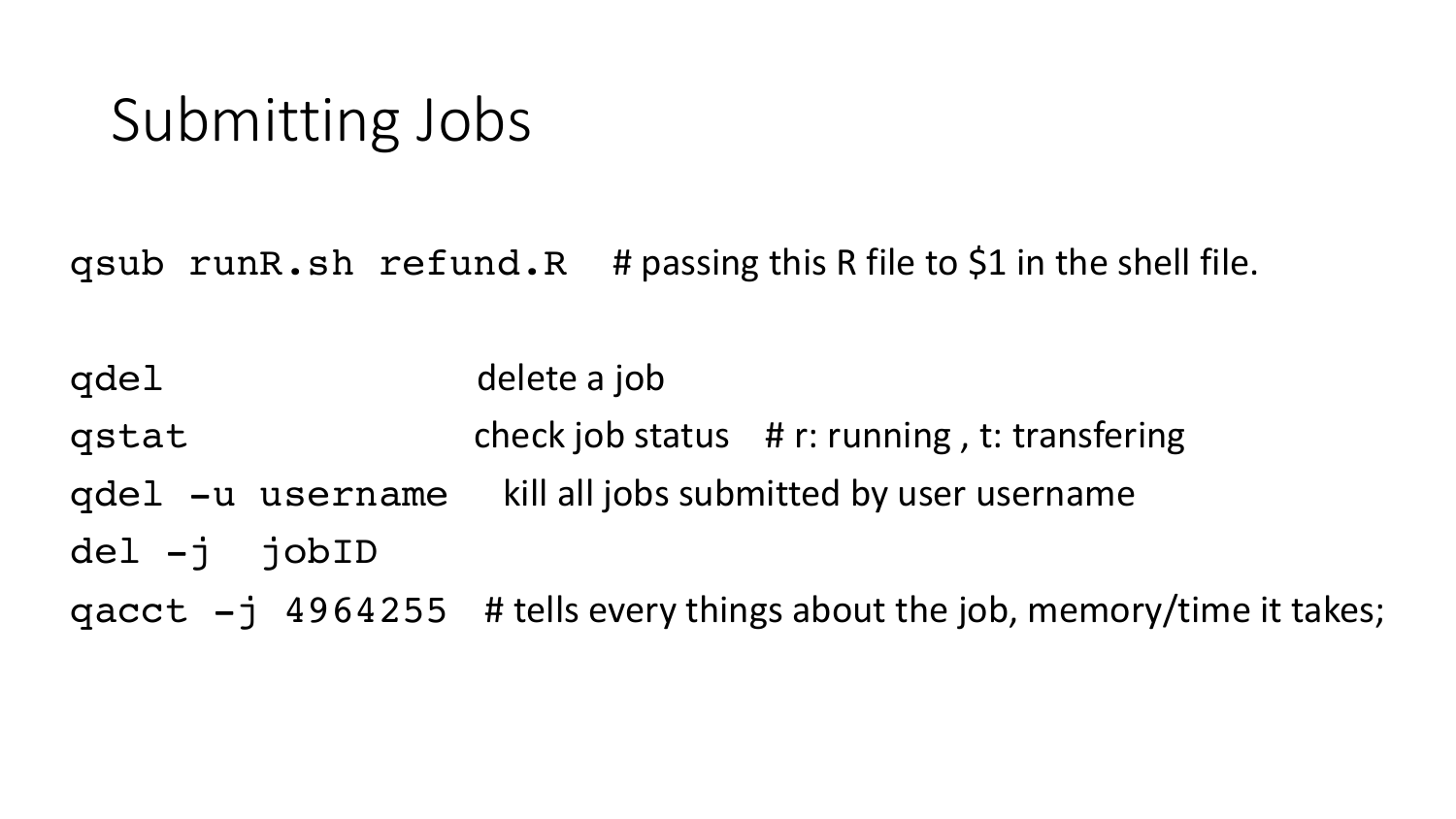# Submitting Jobs

`qsub runR.sh refund.R` # passing this R file to $1 in the shell file.

`qdel` delete a job

`qstat` check job status # r: running , t: transfering

`qdel -u username` kill all jobs submitted by user username

`del -j jobID`

`qacct -j 4964255` # tells every things about the job, memory/time it takes;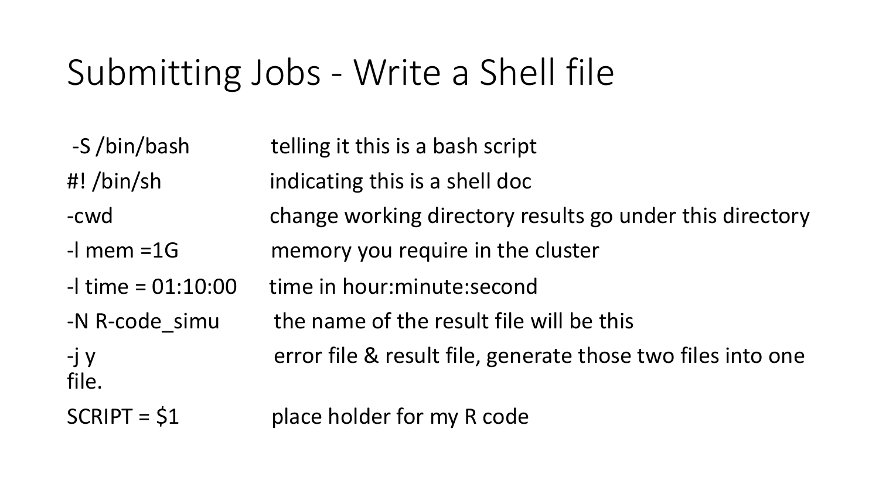# Submitting Jobs - Write a Shell file

| | |
|---|---|
| -S /bin/bash | telling it this is a bash script |
| #! /bin/sh | indicating this is a shell doc |
| -cwd | change working directory results go under this directory |
| -l mem =1G | memory you require in the cluster |
| -l time = 01:10:00 | time in hour:minute:second |
| -N R-code_simu | the name of the result file will be this |
| -j y | error file & result file, generate those two files into one file. |
| SCRIPT = $1 | place holder for my R code |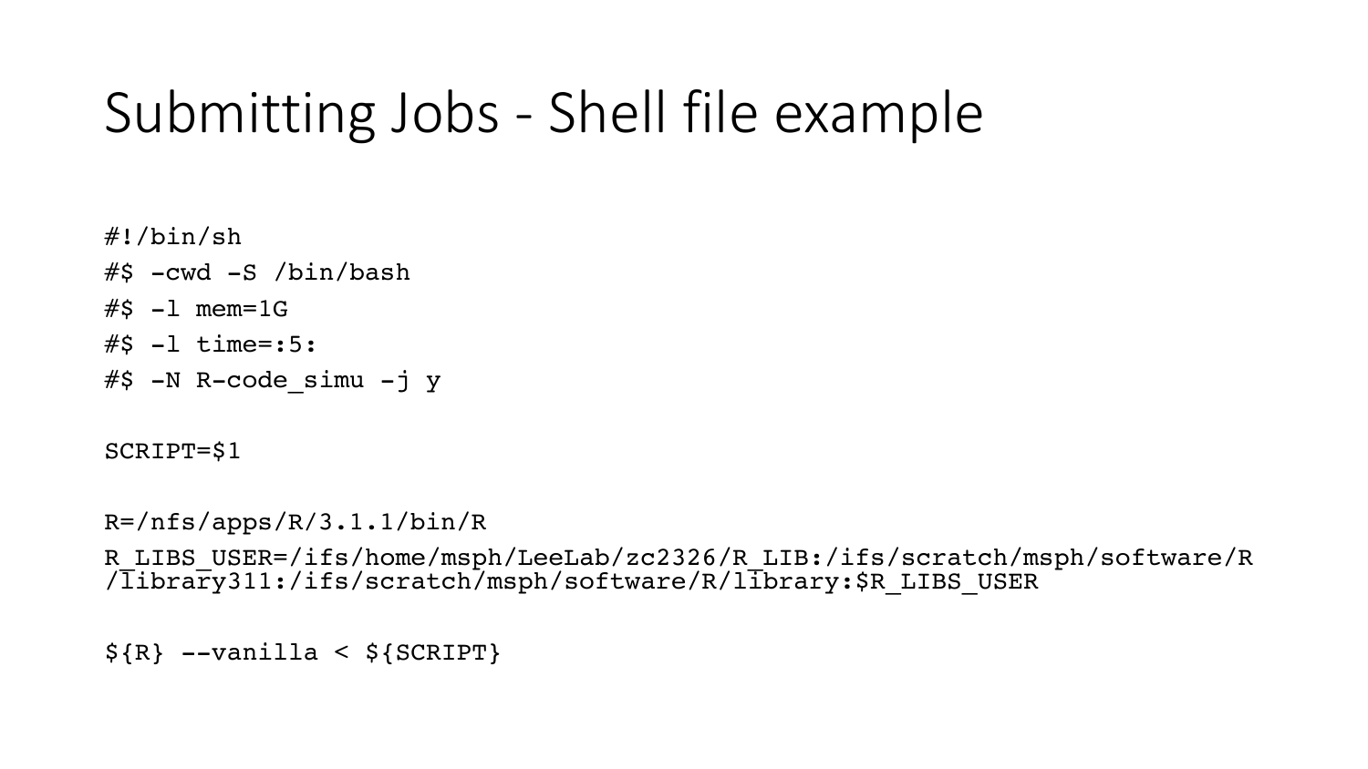# Submitting Jobs - Shell file example

```
#!/bin/sh
#$ -cwd -S /bin/bash
#$ -l mem=1G
#$ -l time=:5:
#$ -N R-code_simu -j y

SCRIPT=$1

R=/nfs/apps/R/3.1.1/bin/R
R_LIBS_USER=/ifs/home/msph/LeeLab/zc2326/R_LIB:/ifs/scratch/msph/software/R/library311:/ifs/scratch/msph/software/R/library:$R_LIBS_USER

${R} --vanilla < ${SCRIPT}
```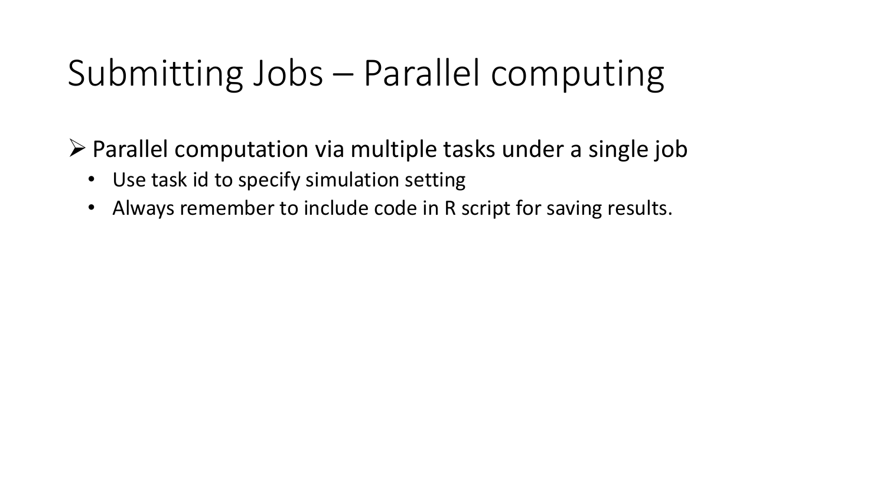# Submitting Jobs – Parallel computing

- Parallel computation via multiple tasks under a single job
  - Use task id to specify simulation setting
  - Always remember to include code in R script for saving results.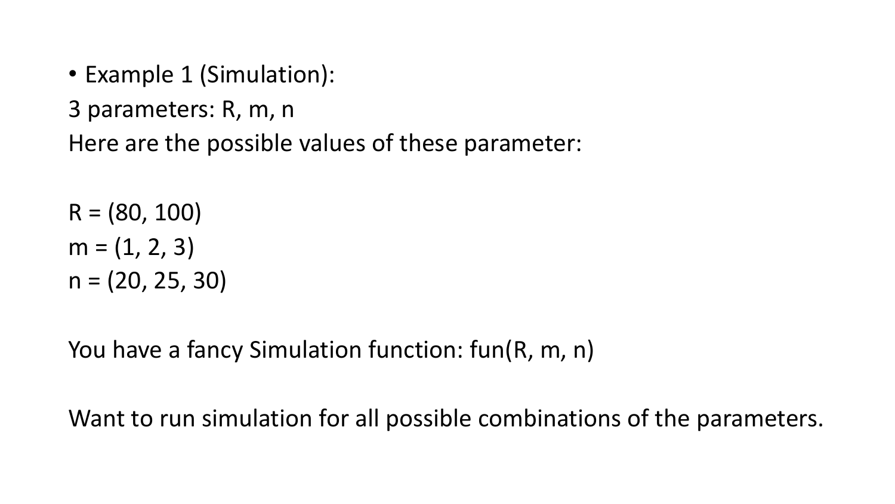- Example 1 (Simulation):

3 parameters: R, m, n

Here are the possible values of these parameter:

R = (80, 100)

m = (1, 2, 3)

n = (20, 25, 30)

You have a fancy Simulation function: fun(R, m, n)

Want to run simulation for all possible combinations of the parameters.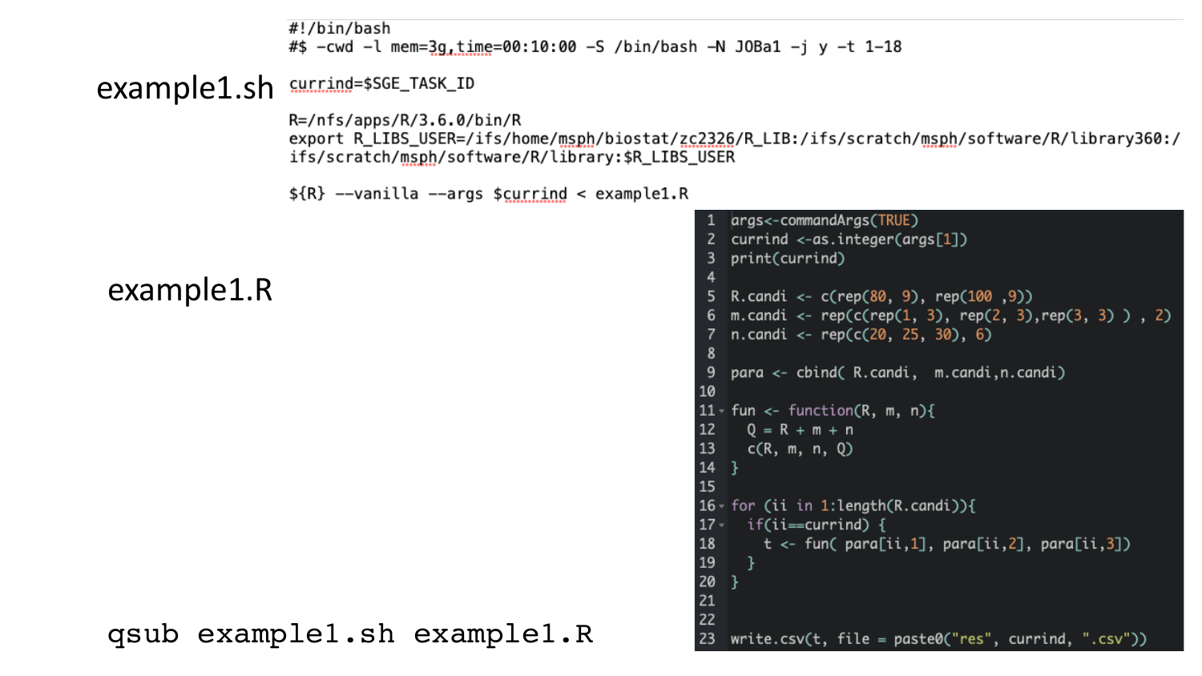example1.sh

```bash
#!/bin/bash
#$ -cwd -l mem=3g,time=00:10:00 -S /bin/bash -N JOBa1 -j y -t 1-18

currind=$SGE_TASK_ID

R=/nfs/apps/R/3.6.0/bin/R
export R_LIBS_USER=/ifs/home/msph/biostat/zc2326/R_LIB:/ifs/scratch/msph/software/R/library360:/ifs/scratch/msph/software/R/library:$R_LIBS_USER

${R} --vanilla --args $currind < example1.R
```

example1.R

```r
args<-commandArgs(TRUE)
currind <-as.integer(args[1])
print(currind)

R.candi <- c(rep(80, 9), rep(100 ,9))
m.candi <- rep(c(rep(1, 3), rep(2, 3),rep(3, 3) ) , 2)
n.candi <- rep(c(20, 25, 30), 6)

para <- cbind( R.candi,  m.candi,n.candi)

fun <- function(R, m, n){
  Q = R + m + n
  c(R, m, n, Q)
}

for (ii in 1:length(R.candi)){
  if(ii==currind) {
    t <- fun( para[ii,1], para[ii,2], para[ii,3])
  }
}


write.csv(t, file = paste0("res", currind, ".csv"))
```

```
qsub example1.sh example1.R
```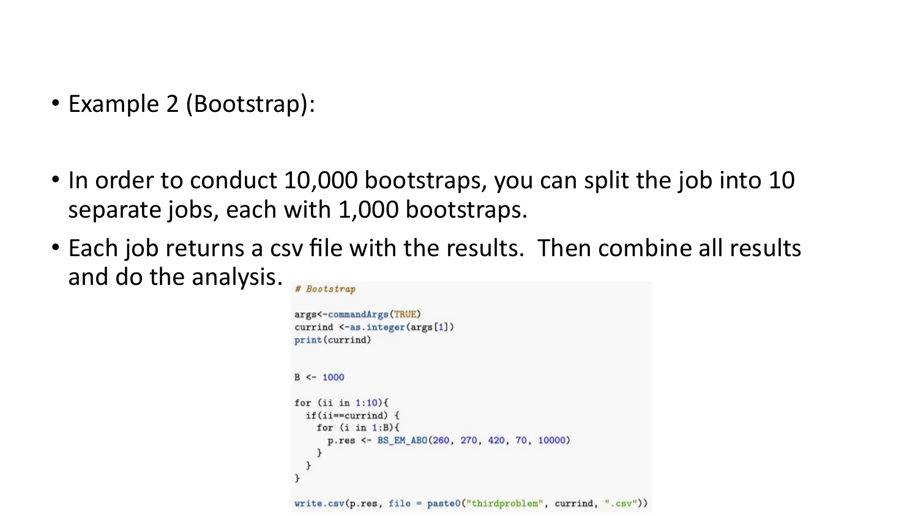- Example 2 (Bootstrap):

- In order to conduct 10,000 bootstraps, you can split the job into 10 separate jobs, each with 1,000 bootstraps.
- Each job returns a csv file with the results. Then combine all results and do the analysis.

```
# Bootstrap

args<-commandArgs(TRUE)
currind <-as.integer(args[1])
print(currind)


B <- 1000

for (ii in 1:10){
  if(ii==currind) {
    for (i in 1:B){
      p.res <- BS_EM_ABO(260, 270, 420, 70, 10000)
    }
  }
}

write.csv(p.res, file = paste0("thirdproblem", currind, ".csv"))
```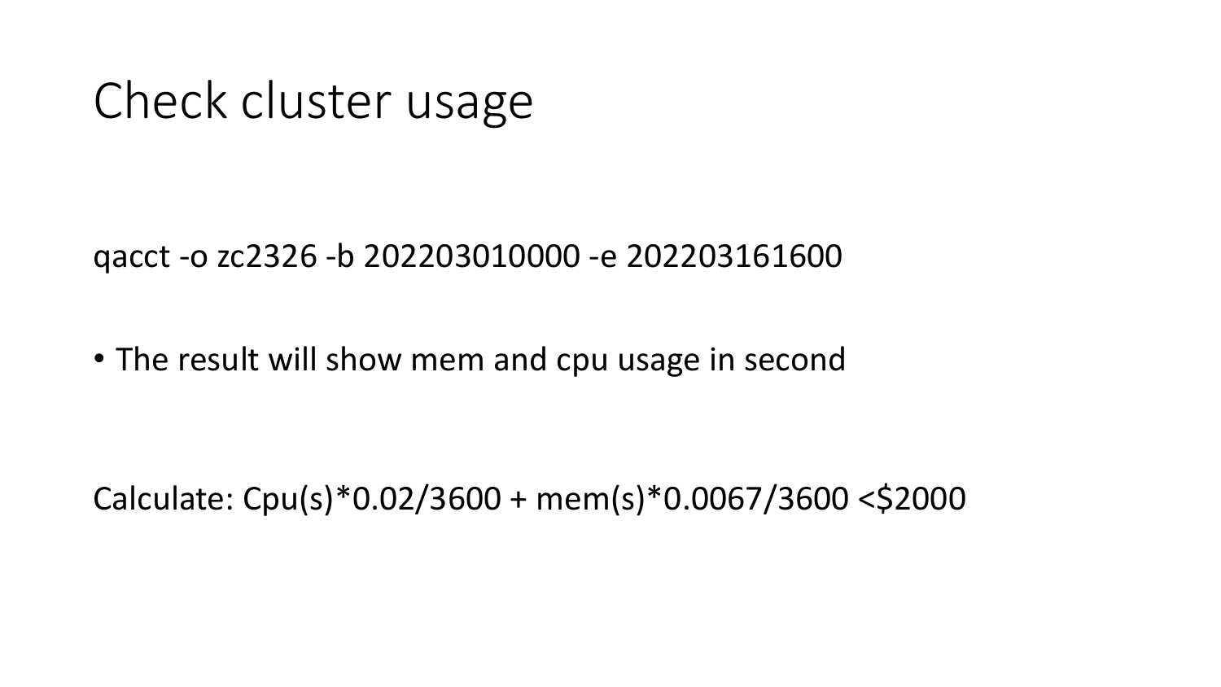# Check cluster usage

qacct -o zc2326 -b 202203010000 -e 202203161600

- The result will show mem and cpu usage in second

Calculate: Cpu(s)*0.02/3600 + mem(s)*0.0067/3600 <$2000